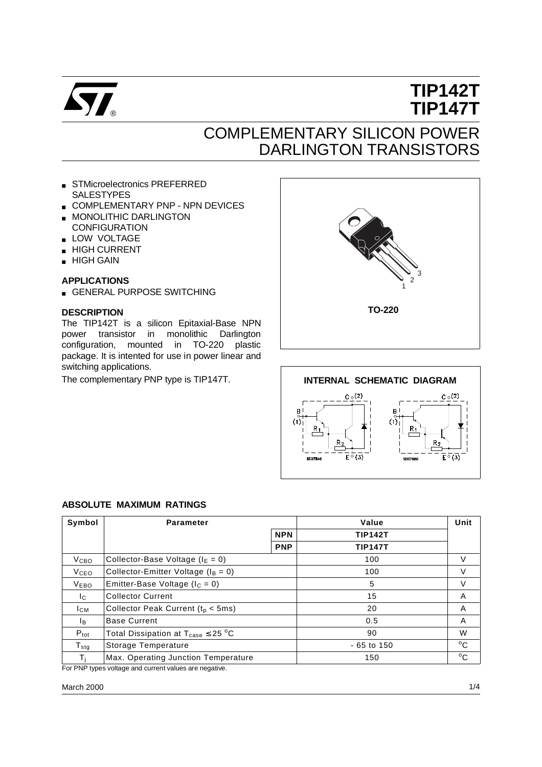# TIP142T
# TIP147T

## COMPLEMENTARY SILICON POWER DARLINGTON TRANSISTORS

- STMicroelectronics PREFERRED SALESTYPES
- COMPLEMENTARY PNP - NPN DEVICES
- MONOLITHIC DARLINGTON CONFIGURATION
- LOW VOLTAGE
- HIGH CURRENT
- HIGH GAIN

### APPLICATIONS

- GENERAL PURPOSE SWITCHING

### DESCRIPTION

The TIP142T is a silicon Epitaxial-Base NPN power transistor in monolithic Darlington configuration, mounted in TO-220 plastic package. It is intented for use in power linear and switching applications.

The complementary PNP type is TIP147T.

TO-220

### INTERNAL SCHEMATIC DIAGRAM

### ABSOLUTE MAXIMUM RATINGS

| Symbol | Parameter | | Value | Unit |
|---|---|---|---|---|
| | | NPN | TIP142T | |
| | | PNP | TIP147T | |
| $V_{CBO}$ | Collector-Base Voltage ($I_E = 0$) | | 100 | V |
| $V_{CEO}$ | Collector-Emitter Voltage ($I_B = 0$) | | 100 | V |
| $V_{EBO}$ | Emitter-Base Voltage ($I_C = 0$) | | 5 | V |
| $I_C$ | Collector Current | | 15 | A |
| $I_{CM}$ | Collector Peak Current ($t_p < 5ms$) | | 20 | A |
| $I_B$ | Base Current | | 0.5 | A |
| $P_{tot}$ | Total Dissipation at $T_{case} \leq 25\ ^oC$ | | 90 | W |
| $T_{stg}$ | Storage Temperature | | - 65 to 150 | $^oC$ |
| $T_j$ | Max. Operating Junction Temperature | | 150 | $^oC$ |

For PNP types voltage and current values are negative.

March 2000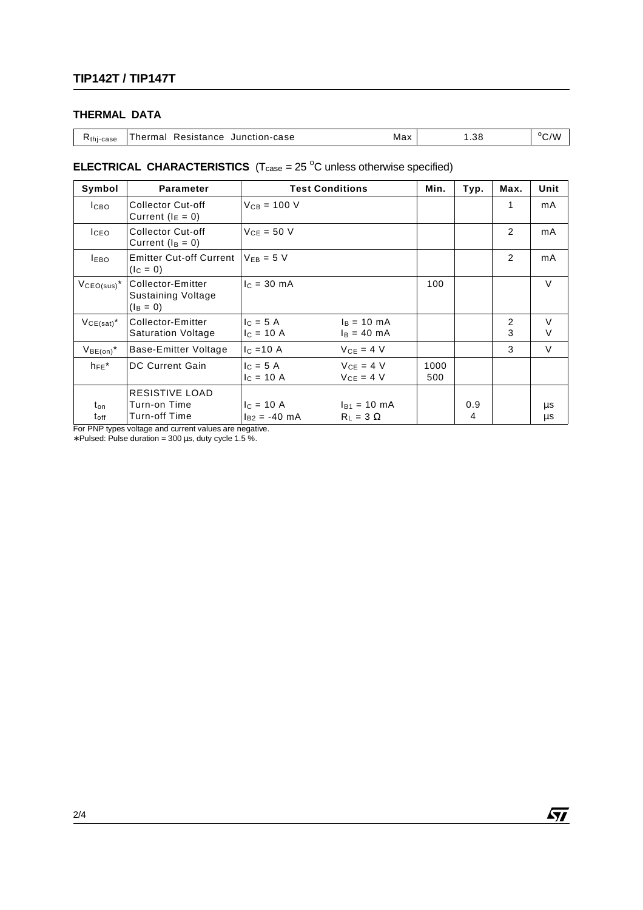## THERMAL DATA

| | | | | |
|---|---|---|---|---|
| $R_{thj-case}$ | Thermal Resistance Junction-case | Max | 1.38 | °C/W |

## ELECTRICAL CHARACTERISTICS ($T_{case}$ = 25 °C unless otherwise specified)

| Symbol | Parameter | Test Conditions | | Min. | Typ. | Max. | Unit |
|---|---|---|---|---|---|---|---|
| $I_{CBO}$ | Collector Cut-off Current ($I_E$ = 0) | $V_{CB}$ = 100 V | | | | 1 | mA |
| $I_{CEO}$ | Collector Cut-off Current ($I_B$ = 0) | $V_{CE}$ = 50 V | | | | 2 | mA |
| $I_{EBO}$ | Emitter Cut-off Current ($I_C$ = 0) | $V_{EB}$ = 5 V | | | | 2 | mA |
| $V_{CEO(sus)}$* | Collector-Emitter Sustaining Voltage ($I_B$ = 0) | $I_C$ = 30 mA | | 100 | | | V |
| $V_{CE(sat)}$* | Collector-Emitter Saturation Voltage | $I_C$ = 5 A<br>$I_C$ = 10 A | $I_B$ = 10 mA<br>$I_B$ = 40 mA | | | 2<br>3 | V<br>V |
| $V_{BE(on)}$* | Base-Emitter Voltage | $I_C$ =10 A | $V_{CE}$ = 4 V | | | 3 | V |
| $h_{FE}$* | DC Current Gain | $I_C$ = 5 A<br>$I_C$ = 10 A | $V_{CE}$ = 4 V<br>$V_{CE}$ = 4 V | 1000<br>500 | | | |
| $t_{on}$<br>$t_{off}$ | RESISTIVE LOAD<br>Turn-on Time<br>Turn-off Time | $I_C$ = 10 A<br>$I_{B2}$ = -40 mA | $I_{B1}$ = 10 mA<br>$R_L$ = 3 Ω | | 0.9<br>4 | | μs<br>μs |

For PNP types voltage and current values are negative.
∗Pulsed: Pulse duration = 300 μs, duty cycle 1.5 %.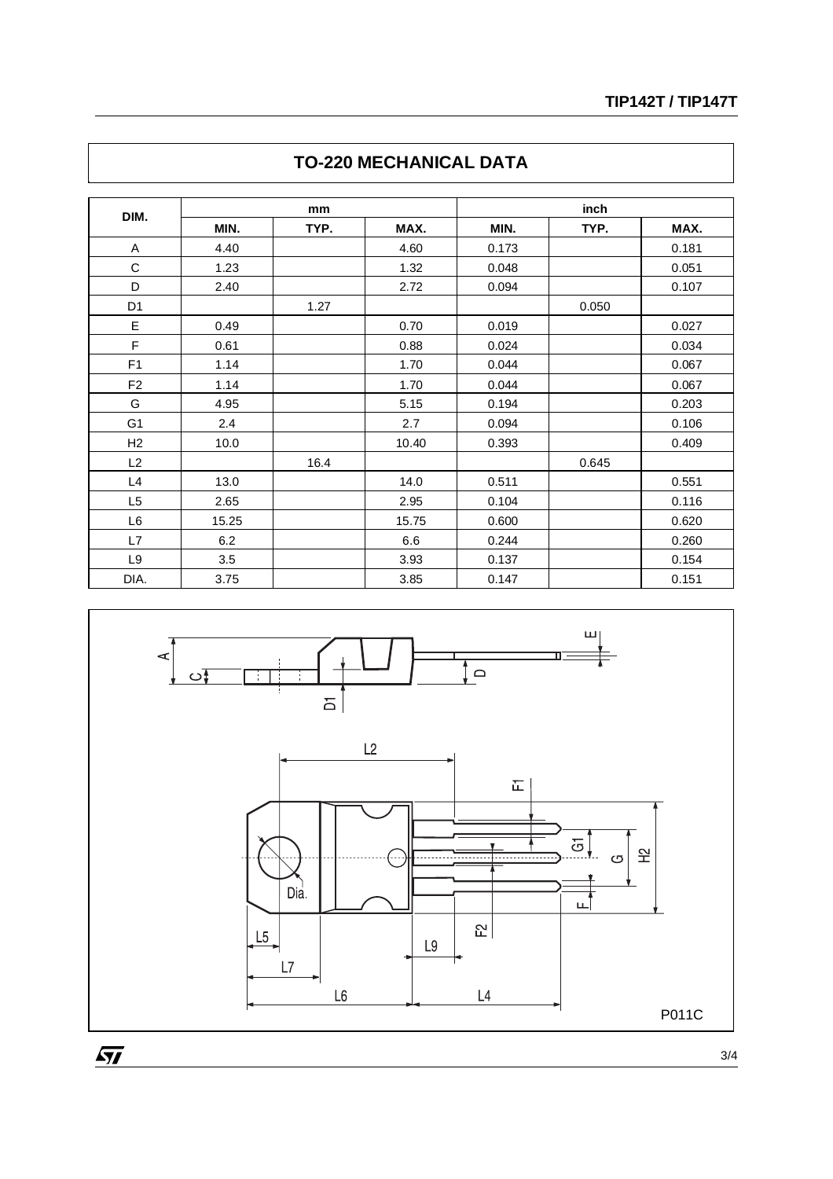## TO-220 MECHANICAL DATA

| DIM. | mm | | | inch | | |
|---|---|---|---|---|---|---|
| | MIN. | TYP. | MAX. | MIN. | TYP. | MAX. |
| A | 4.40 | | 4.60 | 0.173 | | 0.181 |
| C | 1.23 | | 1.32 | 0.048 | | 0.051 |
| D | 2.40 | | 2.72 | 0.094 | | 0.107 |
| D1 | | 1.27 | | | 0.050 | |
| E | 0.49 | | 0.70 | 0.019 | | 0.027 |
| F | 0.61 | | 0.88 | 0.024 | | 0.034 |
| F1 | 1.14 | | 1.70 | 0.044 | | 0.067 |
| F2 | 1.14 | | 1.70 | 0.044 | | 0.067 |
| G | 4.95 | | 5.15 | 0.194 | | 0.203 |
| G1 | 2.4 | | 2.7 | 0.094 | | 0.106 |
| H2 | 10.0 | | 10.40 | 0.393 | | 0.409 |
| L2 | | 16.4 | | | 0.645 | |
| L4 | 13.0 | | 14.0 | 0.511 | | 0.551 |
| L5 | 2.65 | | 2.95 | 0.104 | | 0.116 |
| L6 | 15.25 | | 15.75 | 0.600 | | 0.620 |
| L7 | 6.2 | | 6.6 | 0.244 | | 0.260 |
| L9 | 3.5 | | 3.93 | 0.137 | | 0.154 |
| DIA. | 3.75 | | 3.85 | 0.147 | | 0.151 |

P011C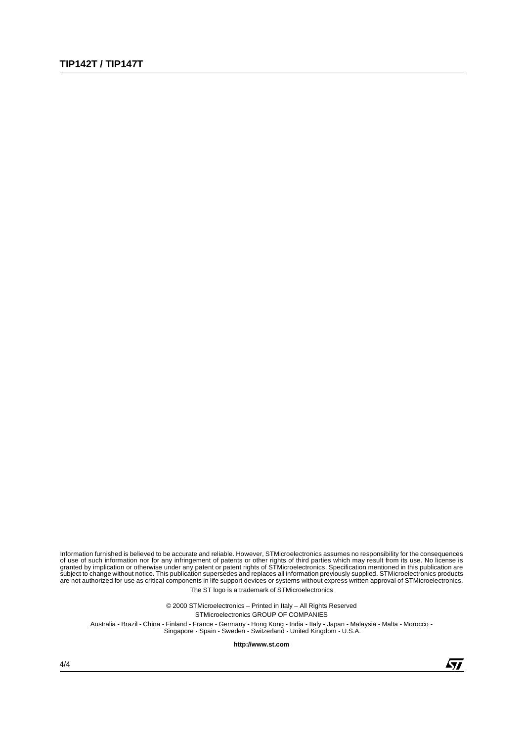Information furnished is believed to be accurate and reliable. However, STMicroelectronics assumes no responsibility for the consequences of use of such information nor for any infringement of patents or other rights of third parties which may result from its use. No license is granted by implication or otherwise under any patent or patent rights of STMicroelectronics. Specification mentioned in this publication are subject to change without notice. This publication supersedes and replaces all information previously supplied. STMicroelectronics products are not authorized for use as critical components in life support devices or systems without express written approval of STMicroelectronics.

The ST logo is a trademark of STMicroelectronics

© 2000 STMicroelectronics – Printed in Italy – All Rights Reserved

STMicroelectronics GROUP OF COMPANIES

Australia - Brazil - China - Finland - France - Germany - Hong Kong - India - Italy - Japan - Malaysia - Malta - Morocco - Singapore - Spain - Sweden - Switzerland - United Kingdom - U.S.A.

**http://www.st.com**